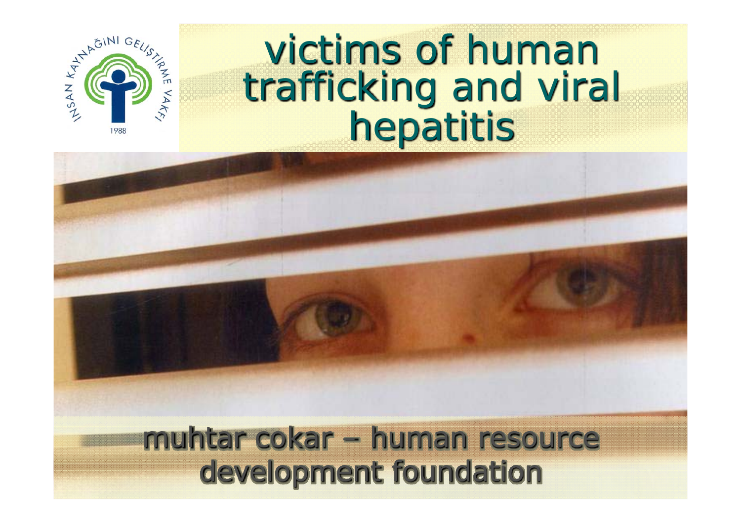# victims of human trafficking and viral hepatitis

muhtar cokar – human resource development foundation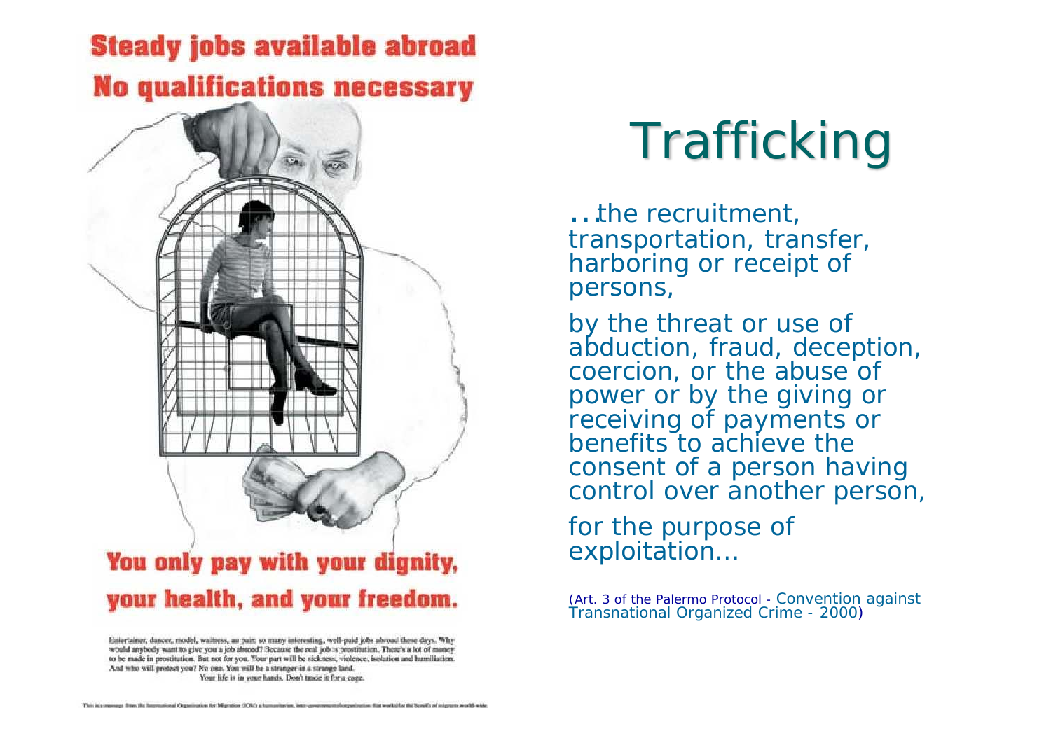**Steady jobs available abroad**
**No qualifications necessary**

**You only pay with your dignity, your health, and your freedom.**

Entertainer, dancer, model, waitress, au pair; so many interesting, well-paid jobs abroad these days. Why would anybody want to give you a job abroad? Because the real job is prostitution. There's a lot of money to be made in prostitution. But not for you. Your part will be sickness, violence, isolation and humiliation. And who will protect you? No one. You will be a stranger in a strange land.

Your life is in your hands. Don't trade it for a cage.

This is a message from the International Organization for Migration (IOM) a humanitarian, inter-governmental organization that works for the benefit of migrants world-wide.

# Trafficking

...the recruitment, transportation, transfer, harboring or receipt of persons,

by the threat or use of abduction, fraud, deception, coercion, or the abuse of power or by the giving or receiving of payments or benefits to achieve the consent of a person having control over another person,

for the purpose of exploitation...

(Art. 3 of the Palermo Protocol - Convention against Transnational Organized Crime - 2000)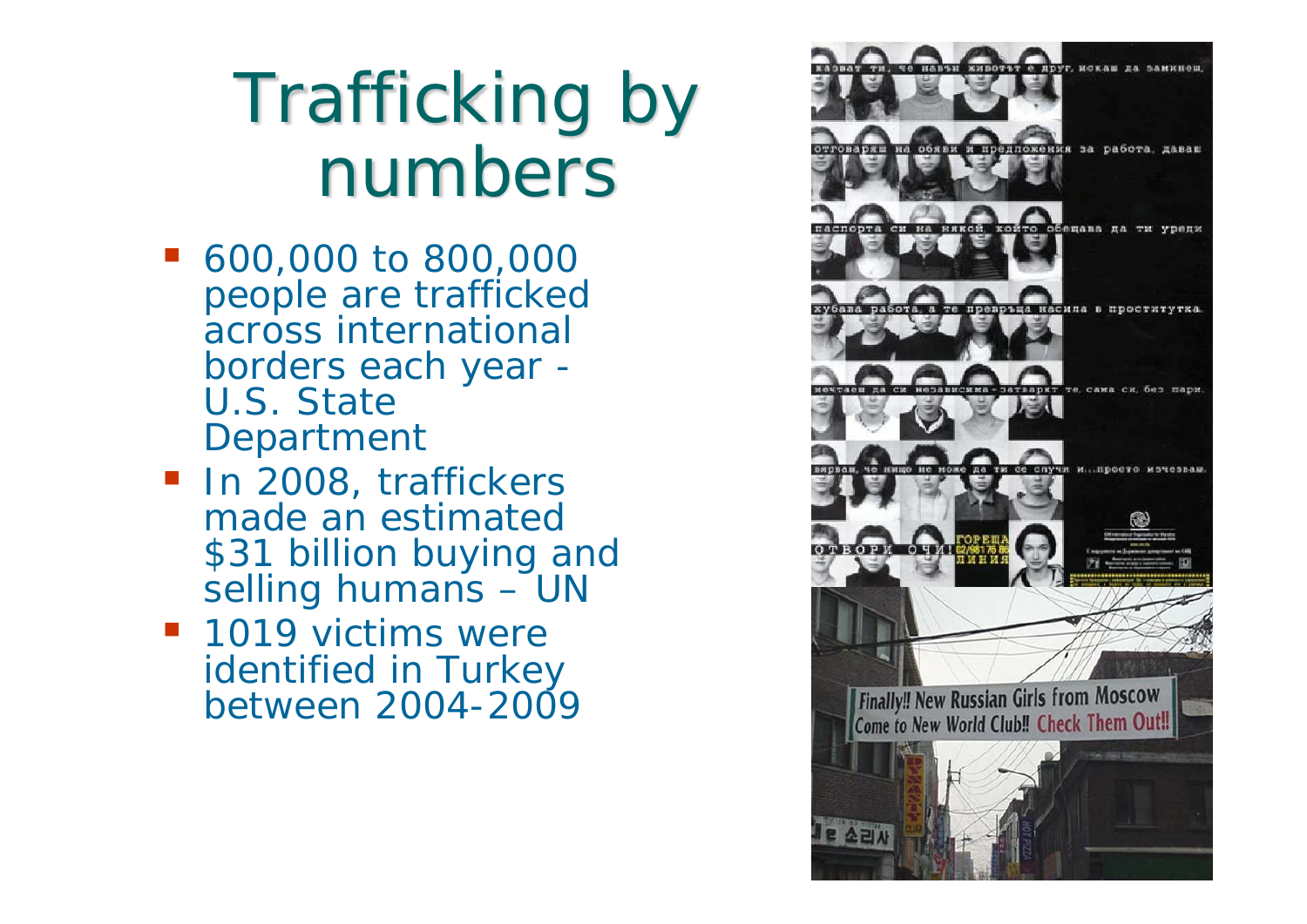# Trafficking by numbers

- 600,000 to 800,000 people are trafficked across international borders each year - U.S. State Department
- In 2008, traffickers made an estimated $31 billion buying and selling humans – UN
- 1019 victims were identified in Turkey between 2004-2009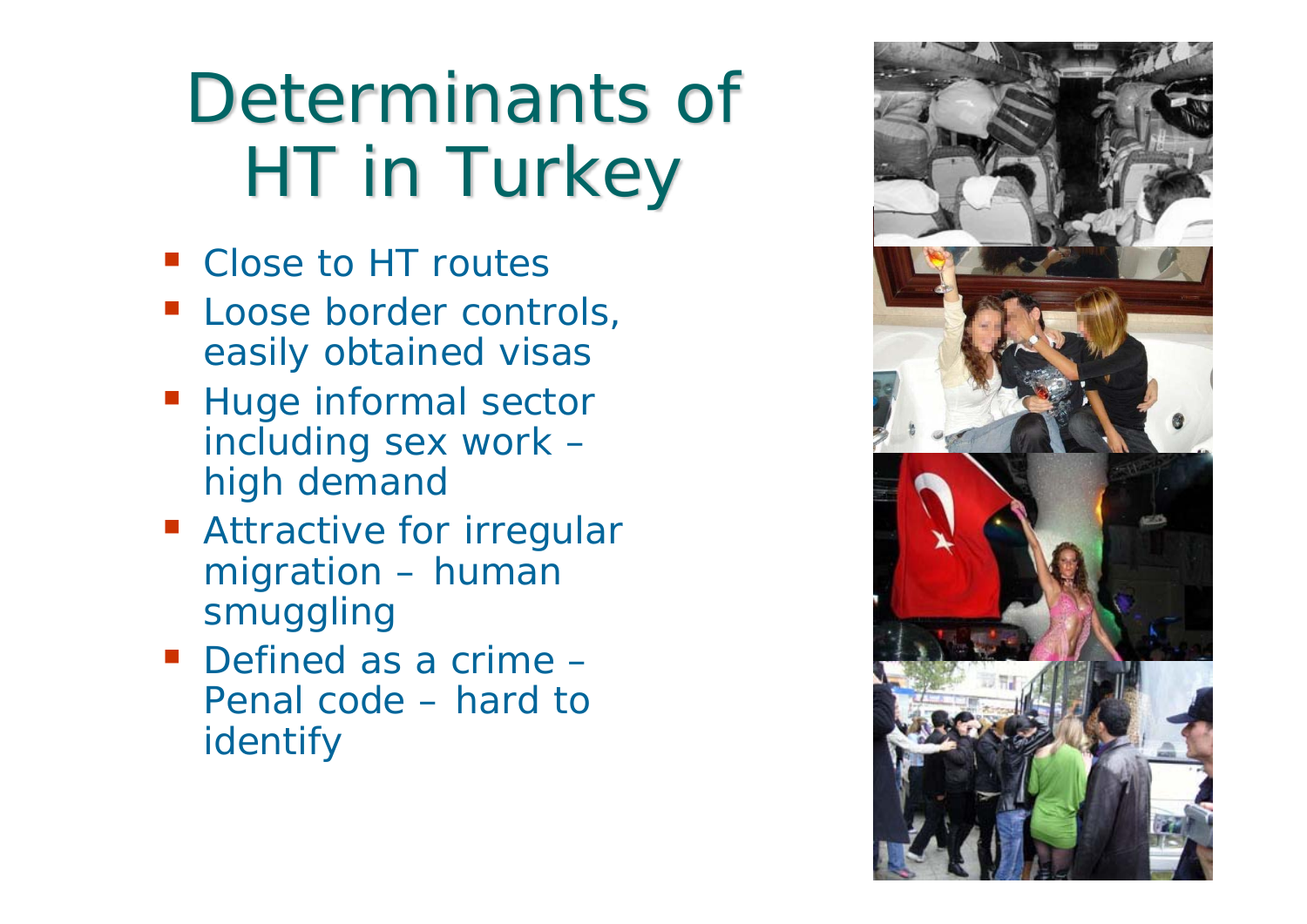# Determinants of HT in Turkey

- Close to HT routes
- Loose border controls, easily obtained visas
- Huge informal sector including sex work – high demand
- Attractive for irregular migration – human smuggling
- Defined as a crime – Penal code – hard to identify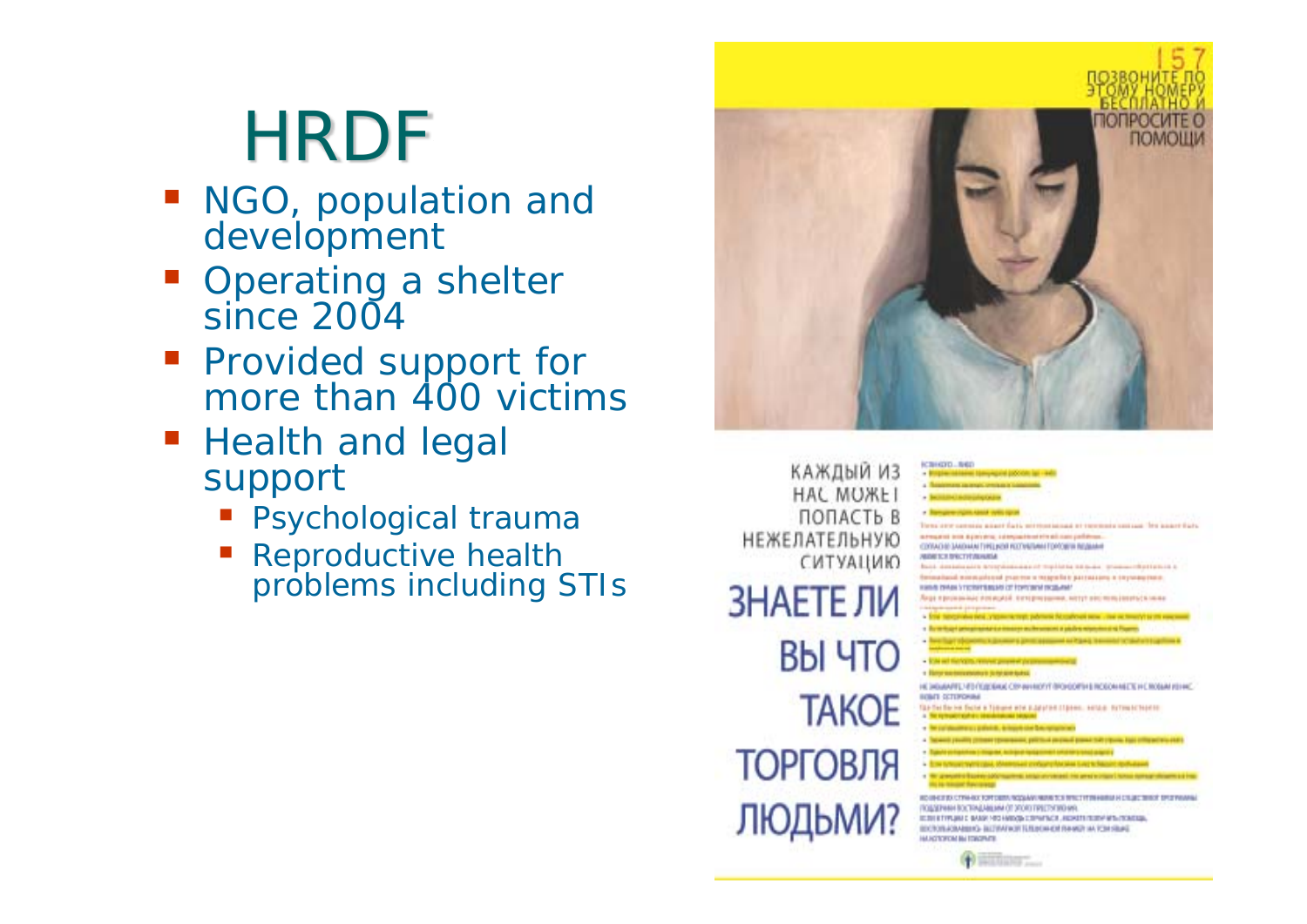# HRDF

- NGO, population and development
- Operating a shelter since 2004
- Provided support for more than 400 victims
- Health and legal support
  - Psychological trauma
  - Reproductive health problems including STIs

157

ПОЗВОНИТЕ ПО ЭТОМУ НОМЕРУ БЕСПЛАТНО И ПОПРОСИТЕ О ПОМОЩИ

КАЖДЫЙ ИЗ НАС МОЖЕТ ПОПАСТЬ В НЕЖЕЛАТЕЛЬНУЮ СИТУАЦИЮ

ЗНАЕТЕ ЛИ ВЫ ЧТО ТАКОЕ ТОРГОВЛЯ ЛЮДЬМИ?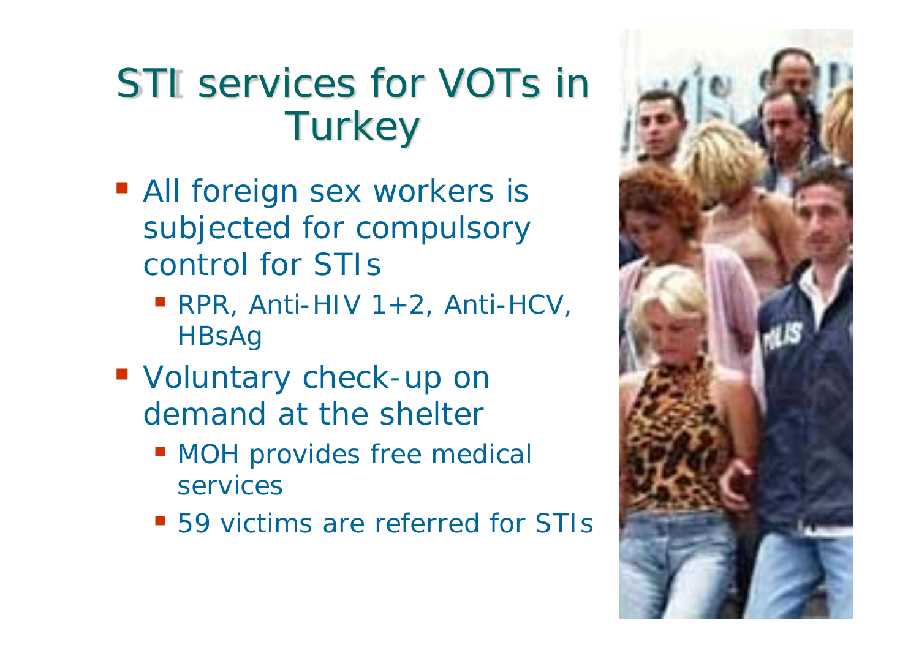# STI services for VOTs in Turkey

- All foreign sex workers is subjected for compulsory control for STIs
  - RPR, Anti-HIV 1+2, Anti-HCV, HBsAg
- Voluntary check-up on demand at the shelter
  - MOH provides free medical services
  - 59 victims are referred for STIs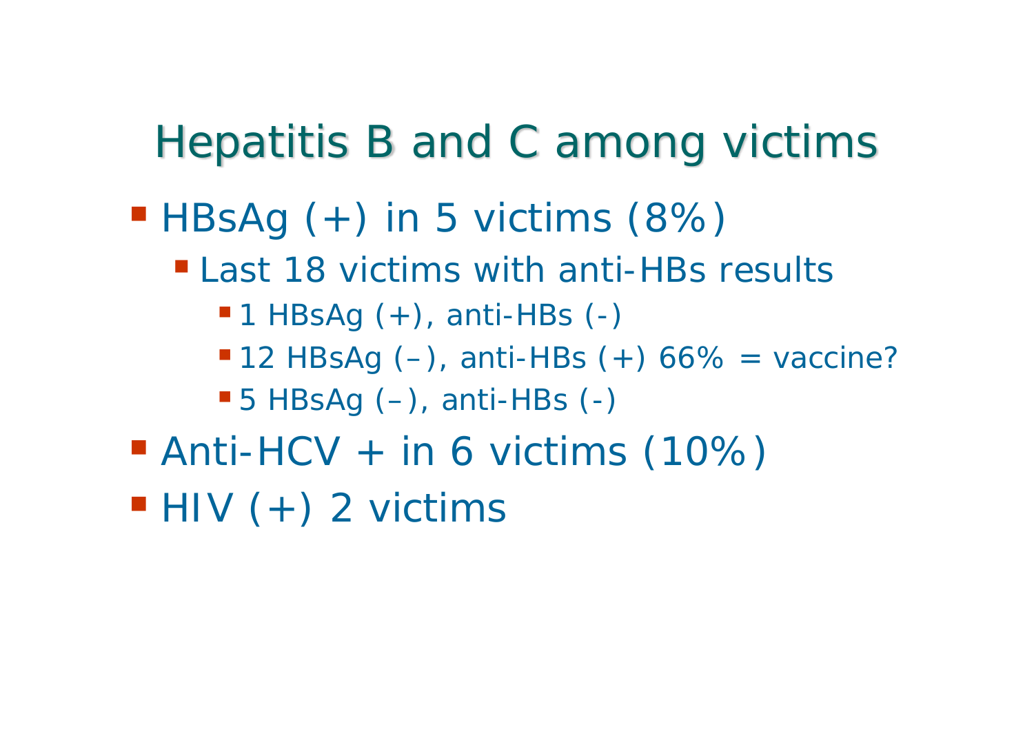# Hepatitis B and C among victims

- HBsAg (+) in 5 victims (8%)
  - Last 18 victims with anti-HBs results
    - 1 HBsAg (+), anti-HBs (-)
    - 12 HBsAg (–), anti-HBs (+) 66% = vaccine?
    - 5 HBsAg (–), anti-HBs (-)
- Anti-HCV + in 6 victims (10%)
- HIV (+) 2 victims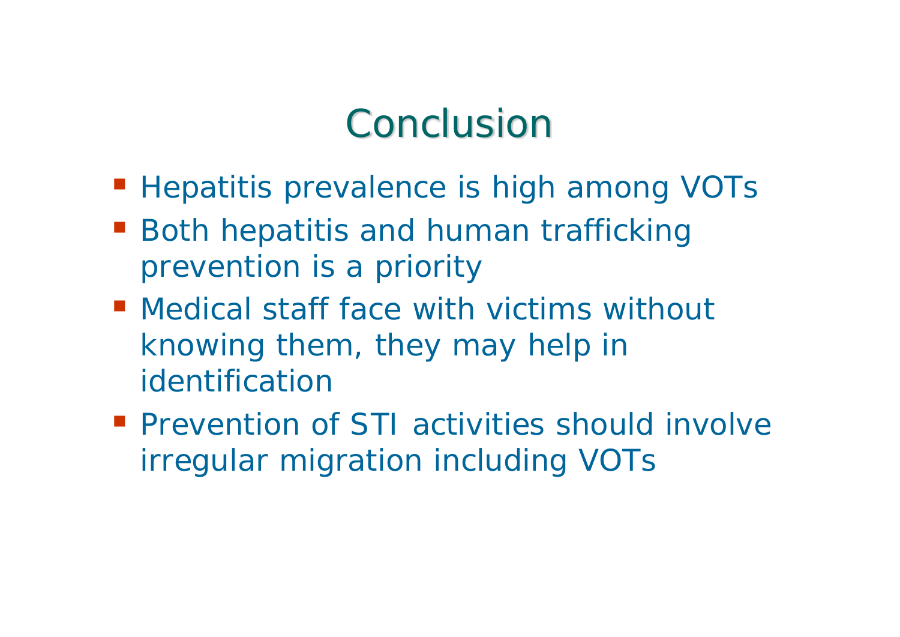# Conclusion

- Hepatitis prevalence is high among VOTs
- Both hepatitis and human trafficking prevention is a priority
- Medical staff face with victims without knowing them, they may help in identification
- Prevention of STI activities should involve irregular migration including VOTs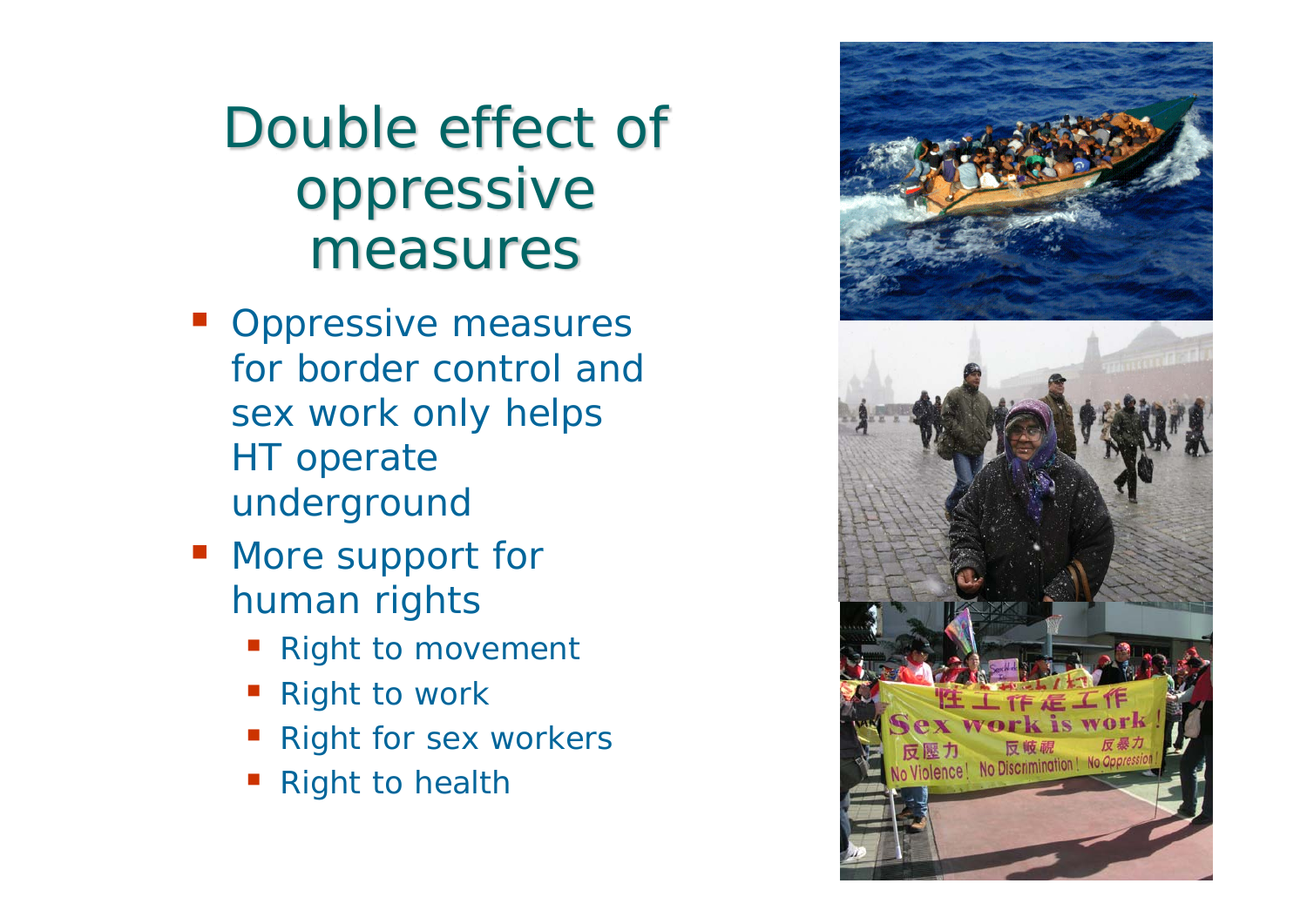# Double effect of oppressive measures

- Oppressive measures for border control and sex work only helps HT operate underground
- More support for human rights
  - Right to movement
  - Right to work
  - Right for sex workers
  - Right to health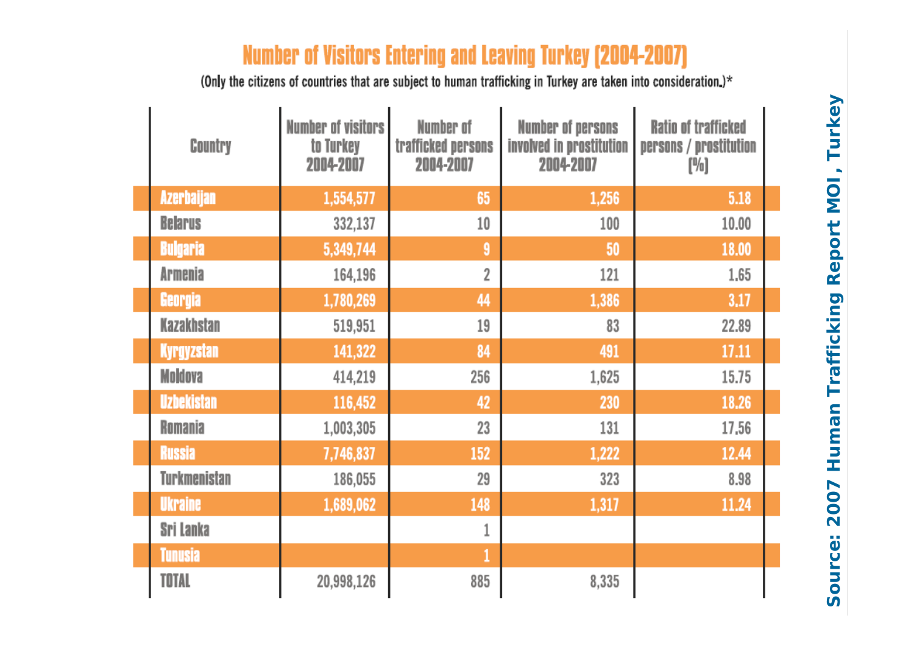# Number of Visitors Entering and Leaving Turkey (2004-2007)

(Only the citizens of countries that are subject to human trafficking in Turkey are taken into consideration.)*

| Country | Number of visitors to Turkey 2004-2007 | Number of trafficked persons 2004-2007 | Number of persons involved in prostitution 2004-2007 | Ratio of trafficked persons / prostitution (%) |
|---|---|---|---|---|
| Azerbaijan | 1,554,577 | 65 | 1,256 | 5.18 |
| Belarus | 332,137 | 10 | 100 | 10.00 |
| Bulgaria | 5,349,744 | 9 | 50 | 18.00 |
| Armenia | 164,196 | 2 | 121 | 1.65 |
| Georgia | 1,780,269 | 44 | 1,386 | 3.17 |
| Kazakhstan | 519,951 | 19 | 83 | 22.89 |
| Kyrgyzstan | 141,322 | 84 | 491 | 17.11 |
| Moldova | 414,219 | 256 | 1,625 | 15.75 |
| Uzbekistan | 116,452 | 42 | 230 | 18.26 |
| Romania | 1,003,305 | 23 | 131 | 17.56 |
| Russia | 7,746,837 | 152 | 1,222 | 12.44 |
| Turkmenistan | 186,055 | 29 | 323 | 8.98 |
| Ukraine | 1,689,062 | 148 | 1,317 | 11.24 |
| Sri Lanka | | 1 | | |
| Tunusia | | 1 | | |
| TOTAL | 20,998,126 | 885 | 8,335 | |

Source: 2007 Human Trafficking Report MOI, Turkey